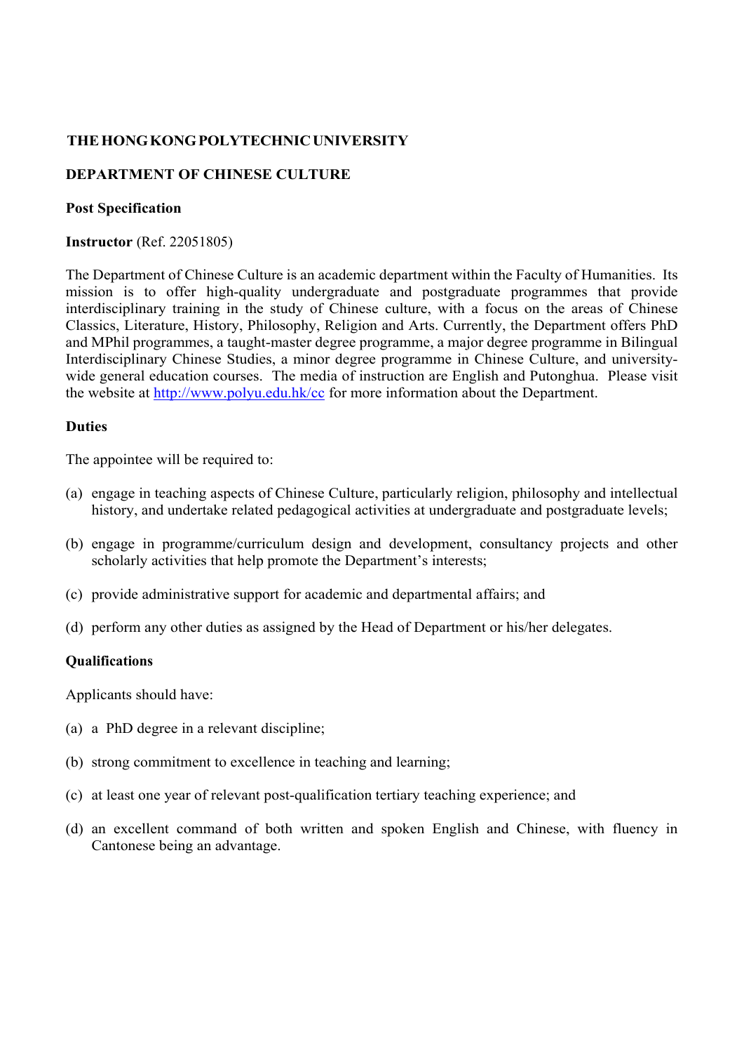**THE HONG KONG POLYTECHNIC UNIVERSITY**

**DEPARTMENT OF CHINESE CULTURE**

**Post Specification**

**Instructor** (Ref. 22051805)

The Department of Chinese Culture is an academic department within the Faculty of Humanities. Its mission is to offer high-quality undergraduate and postgraduate programmes that provide interdisciplinary training in the study of Chinese culture, with a focus on the areas of Chinese Classics, Literature, History, Philosophy, Religion and Arts. Currently, the Department offers PhD and MPhil programmes, a taught-master degree programme, a major degree programme in Bilingual Interdisciplinary Chinese Studies, a minor degree programme in Chinese Culture, and university-wide general education courses. The media of instruction are English and Putonghua. Please visit the website at [http://www.polyu.edu.hk/cc](http://www.polyu.edu.hk/cc) for more information about the Department.

**Duties**

The appointee will be required to:

(a) engage in teaching aspects of Chinese Culture, particularly religion, philosophy and intellectual history, and undertake related pedagogical activities at undergraduate and postgraduate levels;

(b) engage in programme/curriculum design and development, consultancy projects and other scholarly activities that help promote the Department's interests;

(c) provide administrative support for academic and departmental affairs; and

(d) perform any other duties as assigned by the Head of Department or his/her delegates.

**Qualifications**

Applicants should have:

(a) a PhD degree in a relevant discipline;

(b) strong commitment to excellence in teaching and learning;

(c) at least one year of relevant post-qualification tertiary teaching experience; and

(d) an excellent command of both written and spoken English and Chinese, with fluency in Cantonese being an advantage.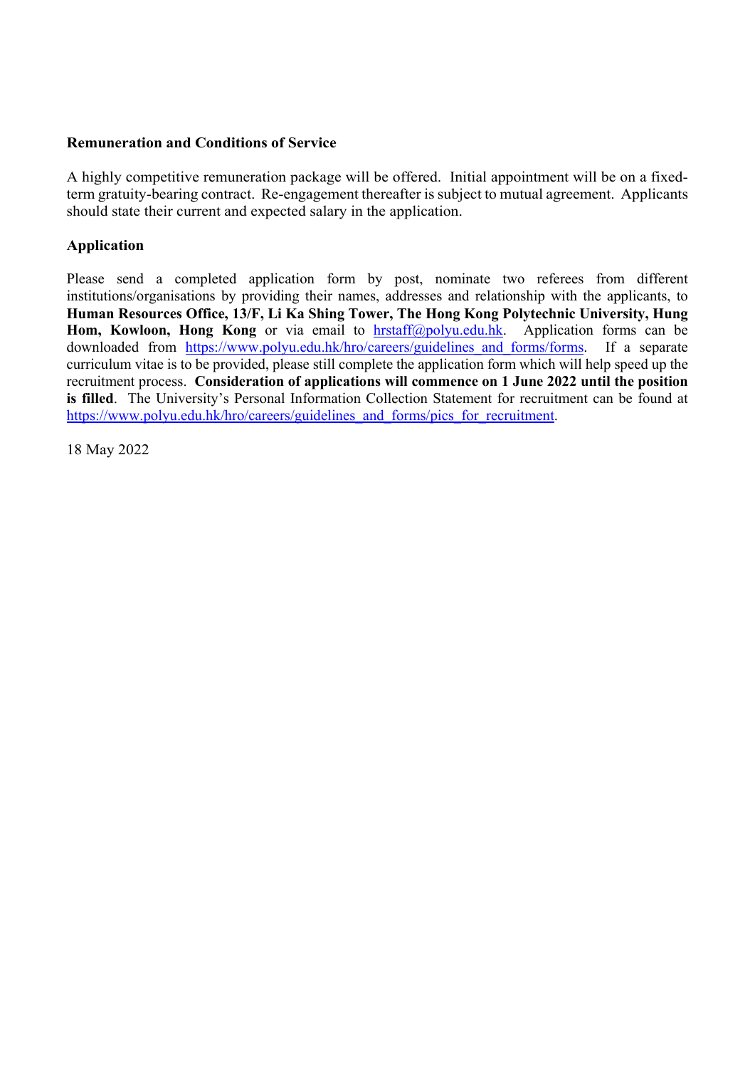**Remuneration and Conditions of Service**

A highly competitive remuneration package will be offered. Initial appointment will be on a fixed-term gratuity-bearing contract. Re-engagement thereafter is subject to mutual agreement. Applicants should state their current and expected salary in the application.

**Application**

Please send a completed application form by post, nominate two referees from different institutions/organisations by providing their names, addresses and relationship with the applicants, to **Human Resources Office, 13/F, Li Ka Shing Tower, The Hong Kong Polytechnic University, Hung Hom, Kowloon, Hong Kong** or via email to hrstaff@polyu.edu.hk. Application forms can be downloaded from https://www.polyu.edu.hk/hro/careers/guidelines_and_forms/forms. If a separate curriculum vitae is to be provided, please still complete the application form which will help speed up the recruitment process. **Consideration of applications will commence on 1 June 2022 until the position is filled**. The University's Personal Information Collection Statement for recruitment can be found at https://www.polyu.edu.hk/hro/careers/guidelines_and_forms/pics_for_recruitment.

18 May 2022